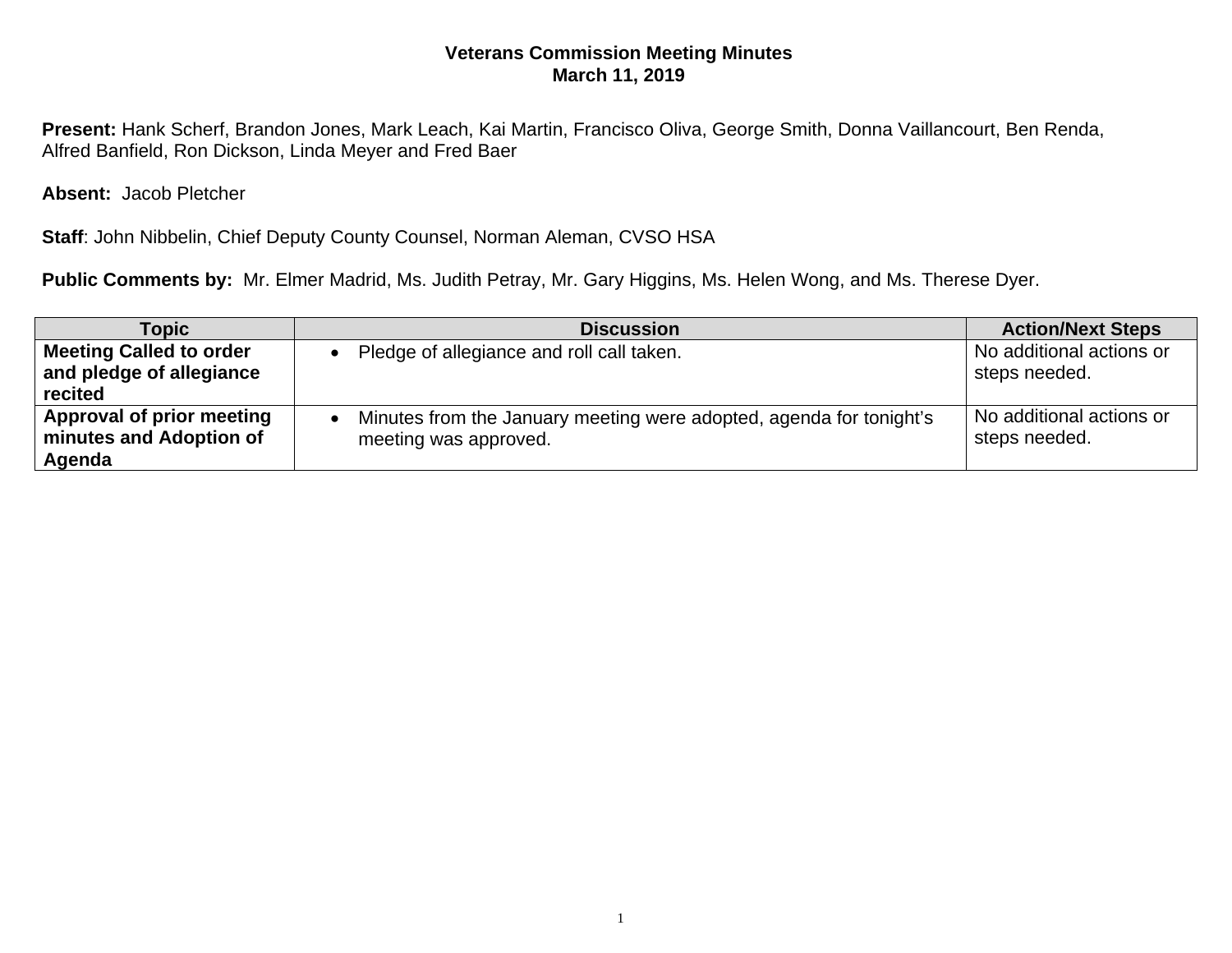# Veterans Commission Meeting Minutes
## March 11, 2019

**Present:** Hank Scherf, Brandon Jones, Mark Leach, Kai Martin, Francisco Oliva, George Smith, Donna Vaillancourt, Ben Renda, Alfred Banfield, Ron Dickson, Linda Meyer and Fred Baer

**Absent:** Jacob Pletcher

**Staff**: John Nibbelin, Chief Deputy County Counsel, Norman Aleman, CVSO HSA

**Public Comments by:** Mr. Elmer Madrid, Ms. Judith Petray, Mr. Gary Higgins, Ms. Helen Wong, and Ms. Therese Dyer.

| Topic | Discussion | Action/Next Steps |
| --- | --- | --- |
| **Meeting Called to order and pledge of allegiance recited** | • Pledge of allegiance and roll call taken. | No additional actions or steps needed. |
| **Approval of prior meeting minutes and Adoption of Agenda** | • Minutes from the January meeting were adopted, agenda for tonight's meeting was approved. | No additional actions or steps needed. |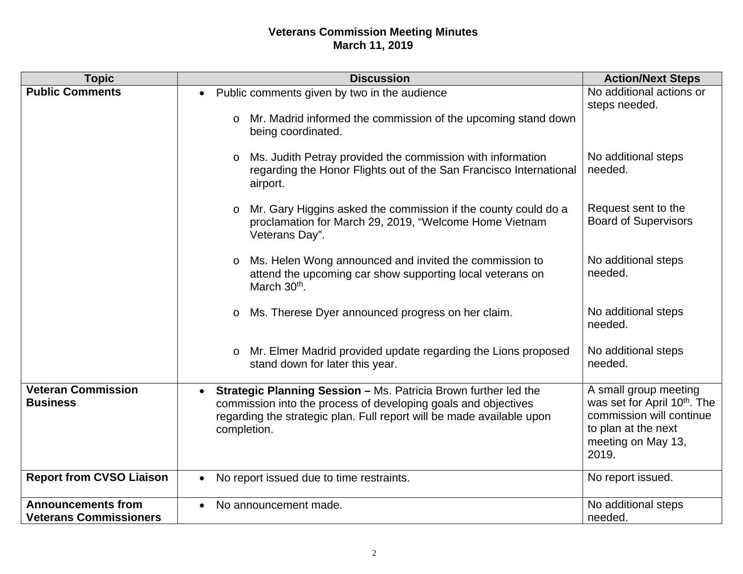**Veterans Commission Meeting Minutes**
**March 11, 2019**

| Topic | Discussion | Action/Next Steps |
|---|---|---|
| **Public Comments** | • Public comments given by two in the audience<br>o Mr. Madrid informed the commission of the upcoming stand down being coordinated. | No additional actions or steps needed. |
| | o Ms. Judith Petray provided the commission with information regarding the Honor Flights out of the San Francisco International airport. | No additional steps needed. |
| | o Mr. Gary Higgins asked the commission if the county could do a proclamation for March 29, 2019, "Welcome Home Vietnam Veterans Day". | Request sent to the Board of Supervisors |
| | o Ms. Helen Wong announced and invited the commission to attend the upcoming car show supporting local veterans on March 30th. | No additional steps needed. |
| | o Ms. Therese Dyer announced progress on her claim. | No additional steps needed. |
| | o Mr. Elmer Madrid provided update regarding the Lions proposed stand down for later this year. | No additional steps needed. |
| **Veteran Commission Business** | • **Strategic Planning Session –** Ms. Patricia Brown further led the commission into the process of developing goals and objectives regarding the strategic plan. Full report will be made available upon completion. | A small group meeting was set for April 10th. The commission will continue to plan at the next meeting on May 13, 2019. |
| **Report from CVSO Liaison** | • No report issued due to time restraints. | No report issued. |
| **Announcements from Veterans Commissioners** | • No announcement made. | No additional steps needed. |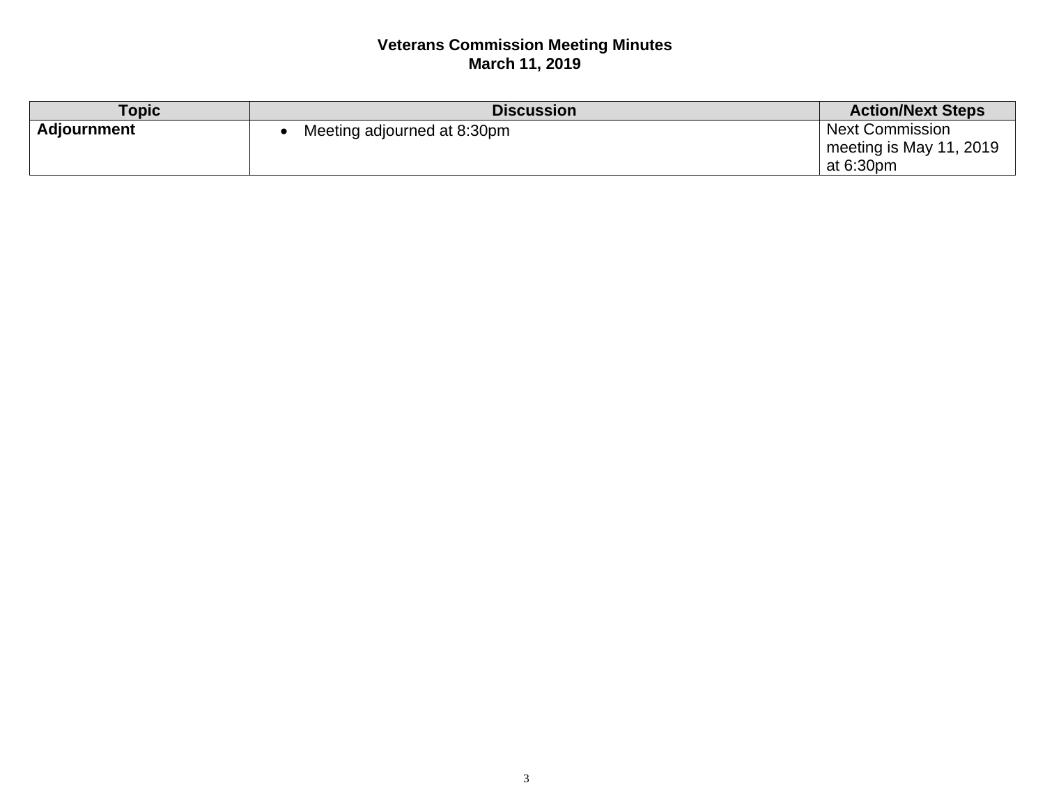**Veterans Commission Meeting Minutes**
**March 11, 2019**

| Topic | Discussion | Action/Next Steps |
| --- | --- | --- |
| **Adjournment** | • Meeting adjourned at 8:30pm | Next Commission meeting is May 11, 2019 at 6:30pm |